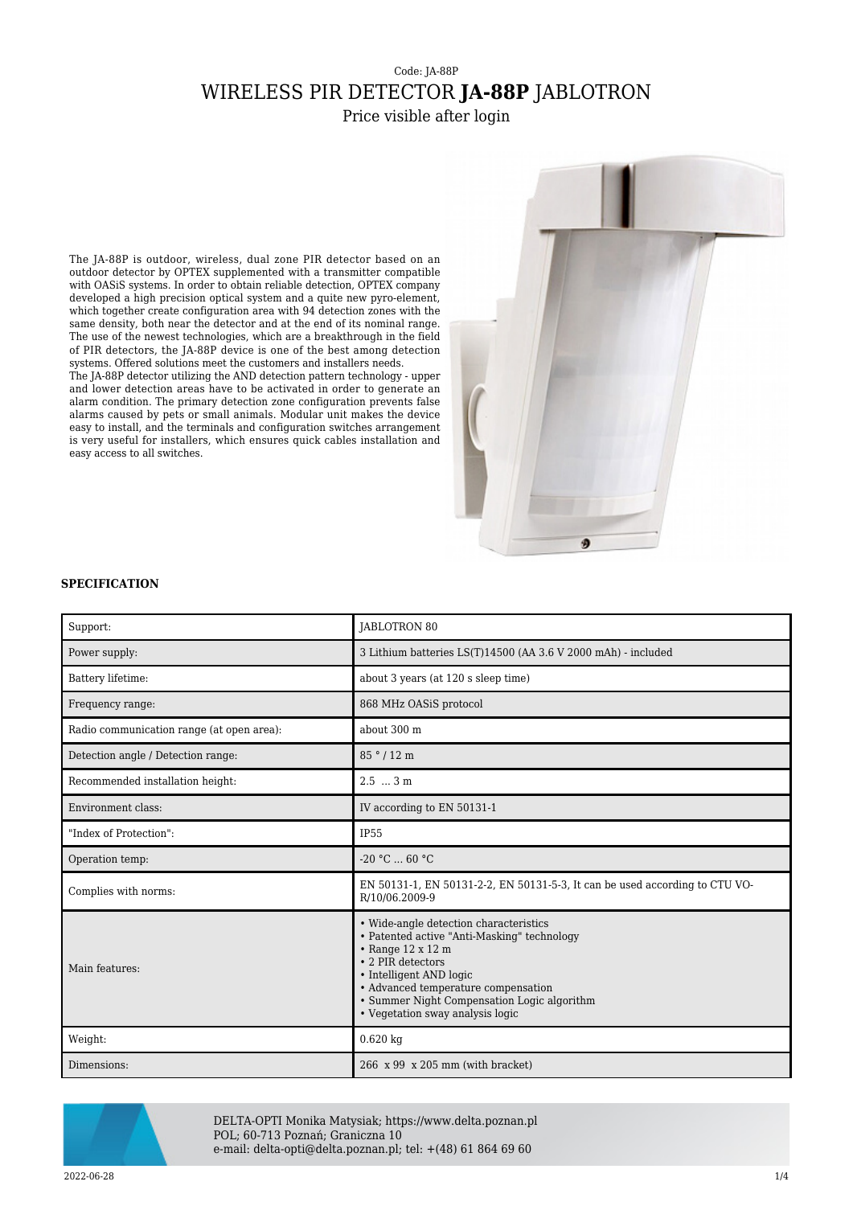Code: JA-88P

# WIRELESS PIR DETECTOR **JA-88P** JABLOTRON

Price visible after login

The JA-88P is outdoor, wireless, dual zone PIR detector based on an outdoor detector by OPTEX supplemented with a transmitter compatible with OASiS systems. In order to obtain reliable detection, OPTEX company developed a high precision optical system and a quite new pyro-element, which together create configuration area with 94 detection zones with the same density, both near the detector and at the end of its nominal range. The use of the newest technologies, which are a breakthrough in the field of PIR detectors, the JA-88P device is one of the best among detection systems. Offered solutions meet the customers and installers needs.
The JA-88P detector utilizing the AND detection pattern technology - upper and lower detection areas have to be activated in order to generate an alarm condition. The primary detection zone configuration prevents false alarms caused by pets or small animals. Modular unit makes the device easy to install, and the terminals and configuration switches arrangement is very useful for installers, which ensures quick cables installation and easy access to all switches.

**SPECIFICATION**

| | |
|---|---|
| Support: | JABLOTRON 80 |
| Power supply: | 3 Lithium batteries LS(T)14500 (AA 3.6 V 2000 mAh) - included |
| Battery lifetime: | about 3 years (at 120 s sleep time) |
| Frequency range: | 868 MHz OASiS protocol |
| Radio communication range (at open area): | about 300 m |
| Detection angle / Detection range: | 85 ° / 12 m |
| Recommended installation height: | 2.5 ... 3 m |
| Environment class: | IV according to EN 50131-1 |
| "Index of Protection": | IP55 |
| Operation temp: | -20 °C ... 60 °C |
| Complies with norms: | EN 50131-1, EN 50131-2-2, EN 50131-5-3, It can be used according to CTU VO-R/10/06.2009-9 |
| Main features: | • Wide-angle detection characteristics<br>• Patented active "Anti-Masking" technology<br>• Range 12 x 12 m<br>• 2 PIR detectors<br>• Intelligent AND logic<br>• Advanced temperature compensation<br>• Summer Night Compensation Logic algorithm<br>• Vegetation sway analysis logic |
| Weight: | 0.620 kg |
| Dimensions: | 266 x 99 x 205 mm (with bracket) |

DELTA-OPTI Monika Matysiak; https://www.delta.poznan.pl
POL; 60-713 Poznań; Graniczna 10
e-mail: delta-opti@delta.poznan.pl; tel: +(48) 61 864 69 60

2022-06-28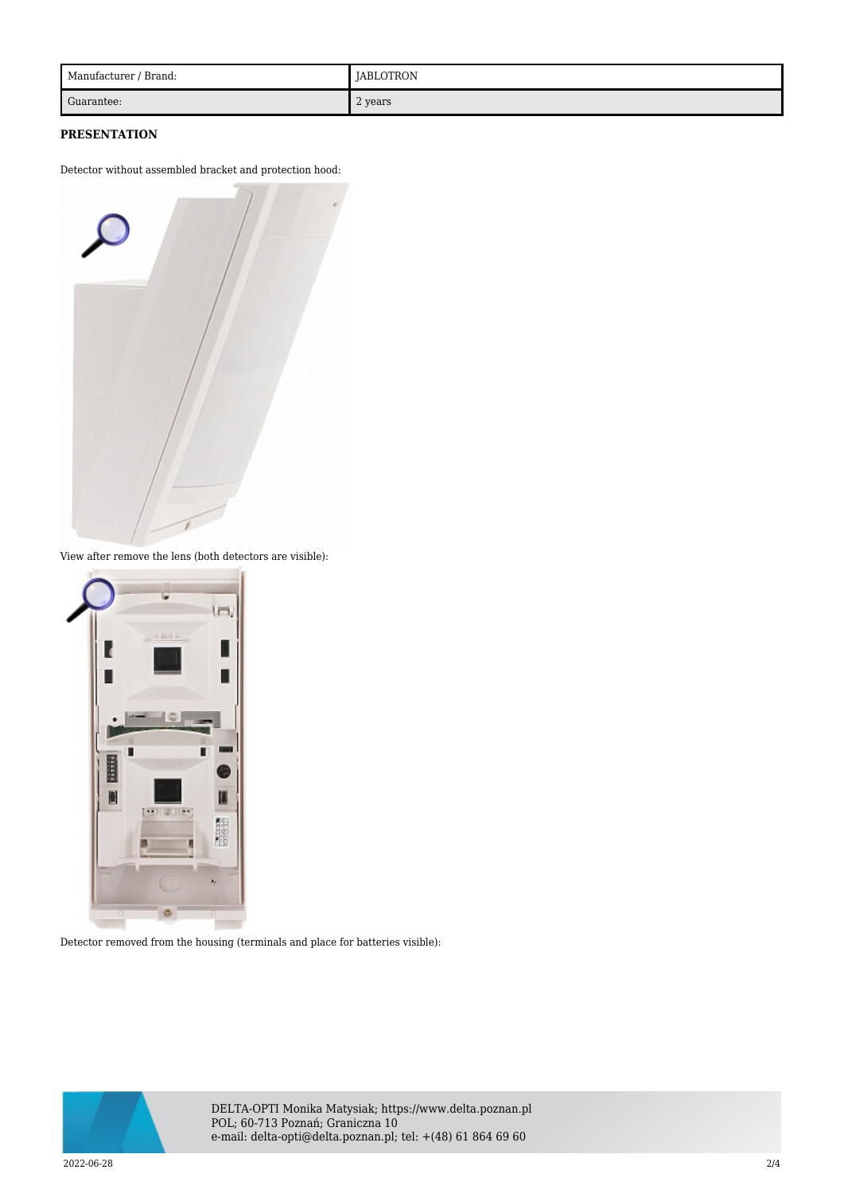| | |
|---|---|
| Manufacturer / Brand: | JABLOTRON |
| Guarantee: | 2 years |

**PRESENTATION**

Detector without assembled bracket and protection hood:

View after remove the lens (both detectors are visible):

Detector removed from the housing (terminals and place for batteries visible):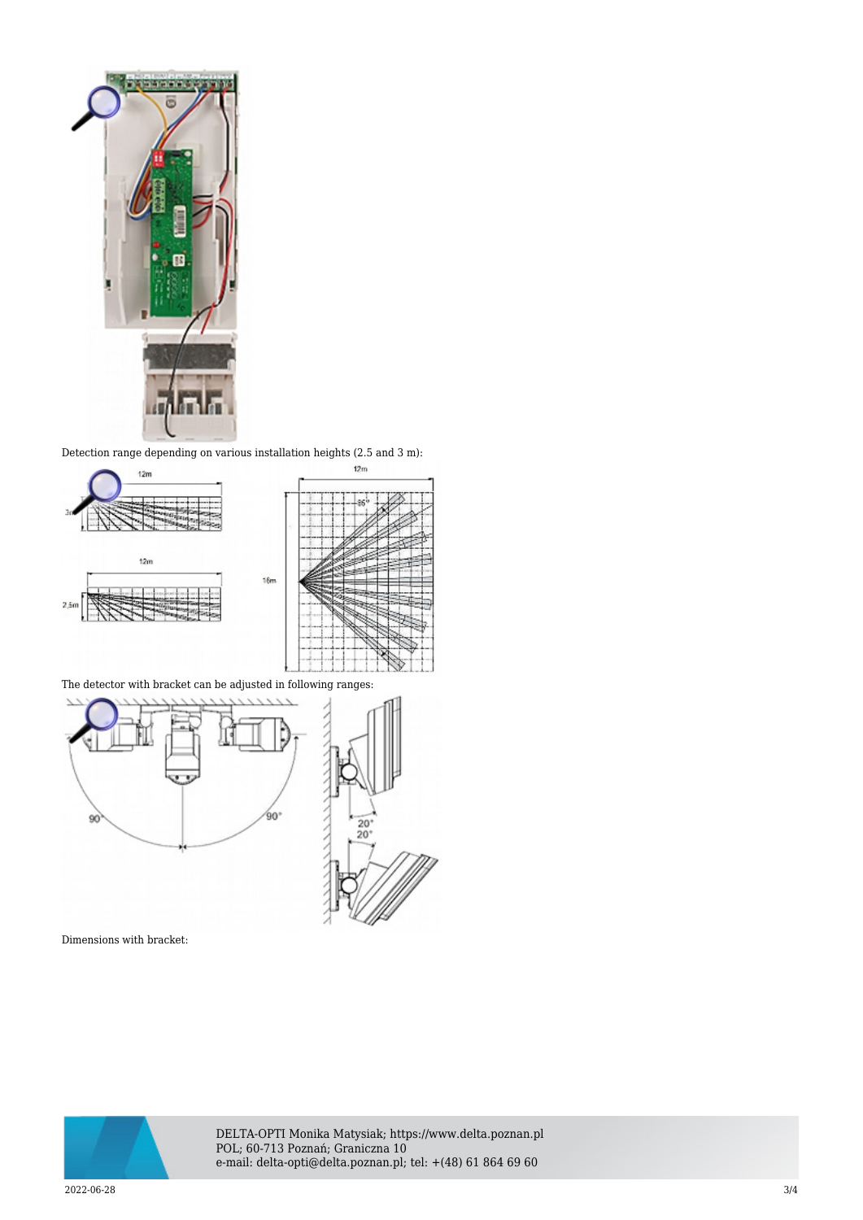Detection range depending on various installation heights (2.5 and 3 m):

The detector with bracket can be adjusted in following ranges:

Dimensions with bracket: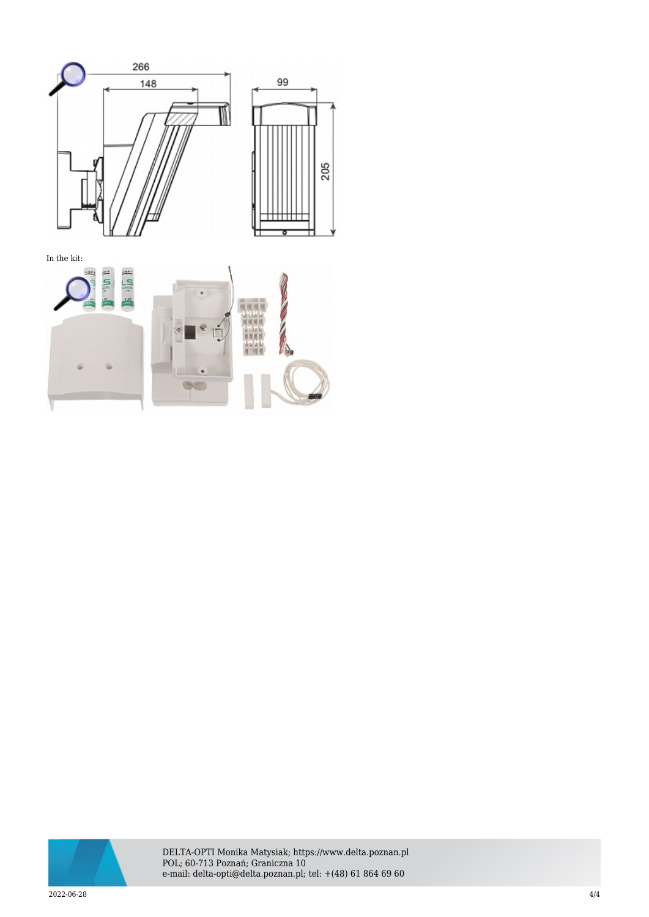266

148

99

205

In the kit: